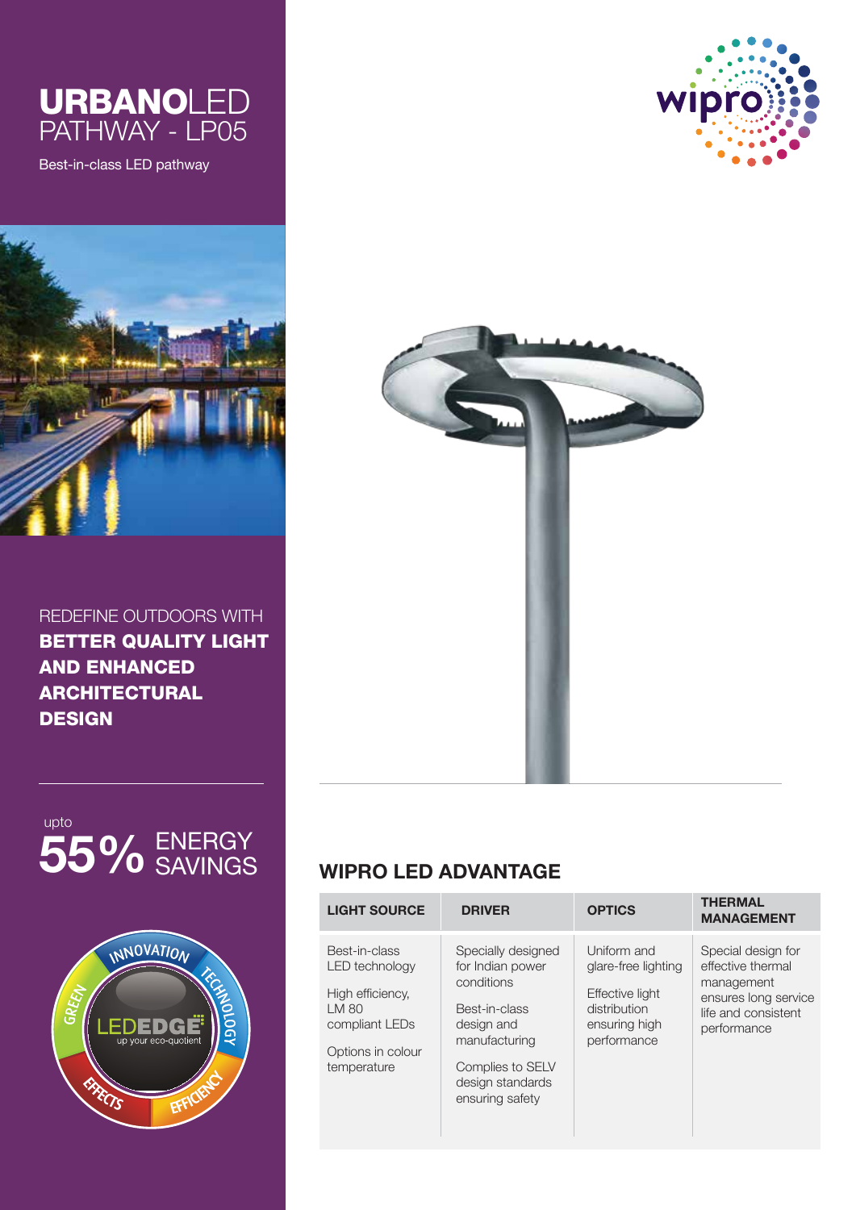# URBANOLED PATHWAY - LP05

Best-in-class LED pathway

REDEFINE OUTDOORS WITH **BETTER QUALITY LIGHT AND ENHANCED ARCHITECTURAL DESIGN**

upto **55%** ENERGY SAVINGS

INNOVATION TECHNOLOGY EFFICIENCY EFFECTS GREEN

LEDEDGE up your eco-quotient

## WIPRO LED ADVANTAGE

| LIGHT SOURCE | DRIVER | OPTICS | THERMAL MANAGEMENT |
|---|---|---|---|
| Best-in-class LED technology<br><br>High efficiency, LM 80 compliant LEDs<br><br>Options in colour temperature | Specially designed for Indian power conditions<br><br>Best-in-class design and manufacturing<br><br>Complies to SELV design standards ensuring safety | Uniform and glare-free lighting<br><br>Effective light distribution ensuring high performance | Special design for effective thermal management ensures long service life and consistent performance |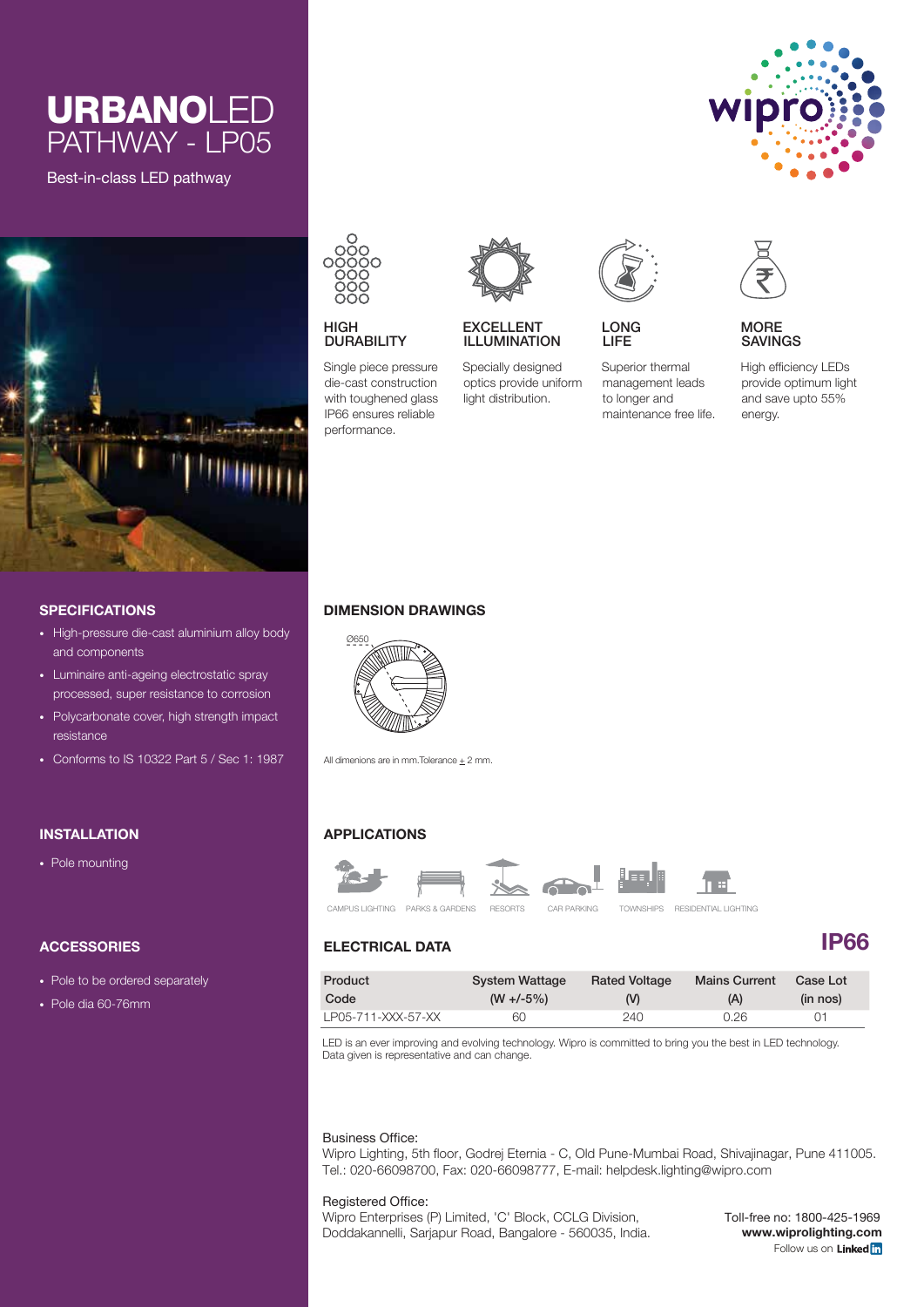# URBANOLED PATHWAY - LP05

Best-in-class LED pathway

### HIGH DURABILITY

Single piece pressure die-cast construction with toughened glass IP66 ensures reliable performance.

### EXCELLENT ILLUMINATION

Specially designed optics provide uniform light distribution.

### LONG LIFE

Superior thermal management leads to longer and maintenance free life.

### MORE SAVINGS

High efficiency LEDs provide optimum light and save upto 55% energy.

## SPECIFICATIONS

- High-pressure die-cast aluminium alloy body and components
- Luminaire anti-ageing electrostatic spray processed, super resistance to corrosion
- Polycarbonate cover, high strength impact resistance
- Conforms to IS 10322 Part 5 / Sec 1: 1987

## INSTALLATION

- Pole mounting

## ACCESSORIES

- Pole to be ordered separately
- Pole dia 60-76mm

## DIMENSION DRAWINGS

Ø650

All dimensions are in mm.Tolerance ± 2 mm.

## APPLICATIONS

CAMPUS LIGHTING, PARKS & GARDENS, RESORTS, CAR PARKING, TOWNSHIPS, RESIDENTIAL LIGHTING

## ELECTRICAL DATA

**IP66**

| Product Code | System Wattage (W +/-5%) | Rated Voltage (V) | Mains Current (A) | Case Lot (in nos) |
|---|---|---|---|---|
| LP05-711-XXX-57-XX | 60 | 240 | 0.26 | 01 |

LED is an ever improving and evolving technology. Wipro is committed to bring you the best in LED technology. Data given is representative and can change.

Business Office:
Wipro Lighting, 5th floor, Godrej Eternia - C, Old Pune-Mumbai Road, Shivajinagar, Pune 411005.
Tel.: 020-66098700, Fax: 020-66098777, E-mail: helpdesk.lighting@wipro.com

Registered Office:
Wipro Enterprises (P) Limited, 'C' Block, CCLG Division, Doddakannelli, Sarjapur Road, Bangalore - 560035, India.

Toll-free no: 1800-425-1969
**www.wiprolighting.com**
Follow us on LinkedIn